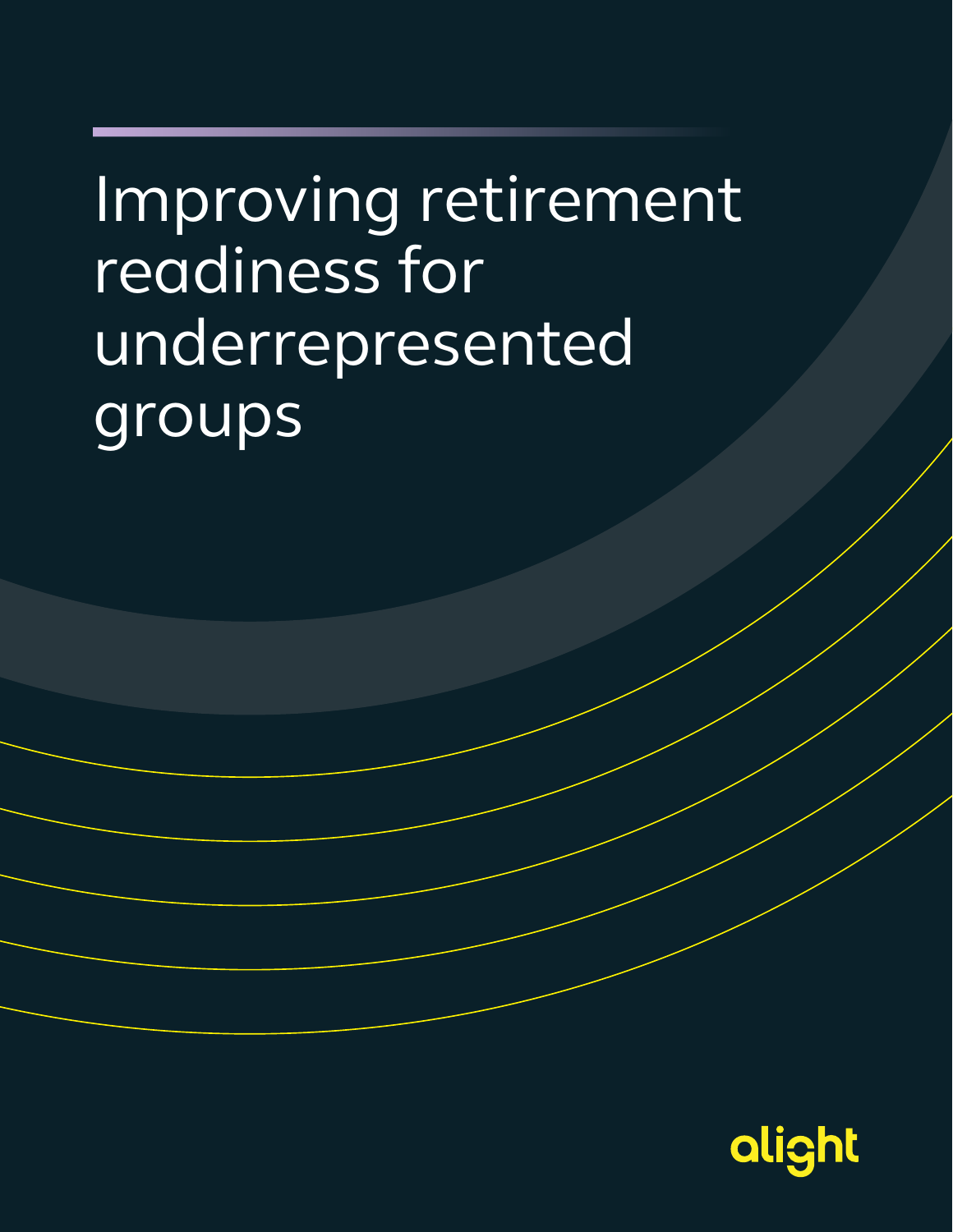# Improving retirement readiness for underrepresented groups

alight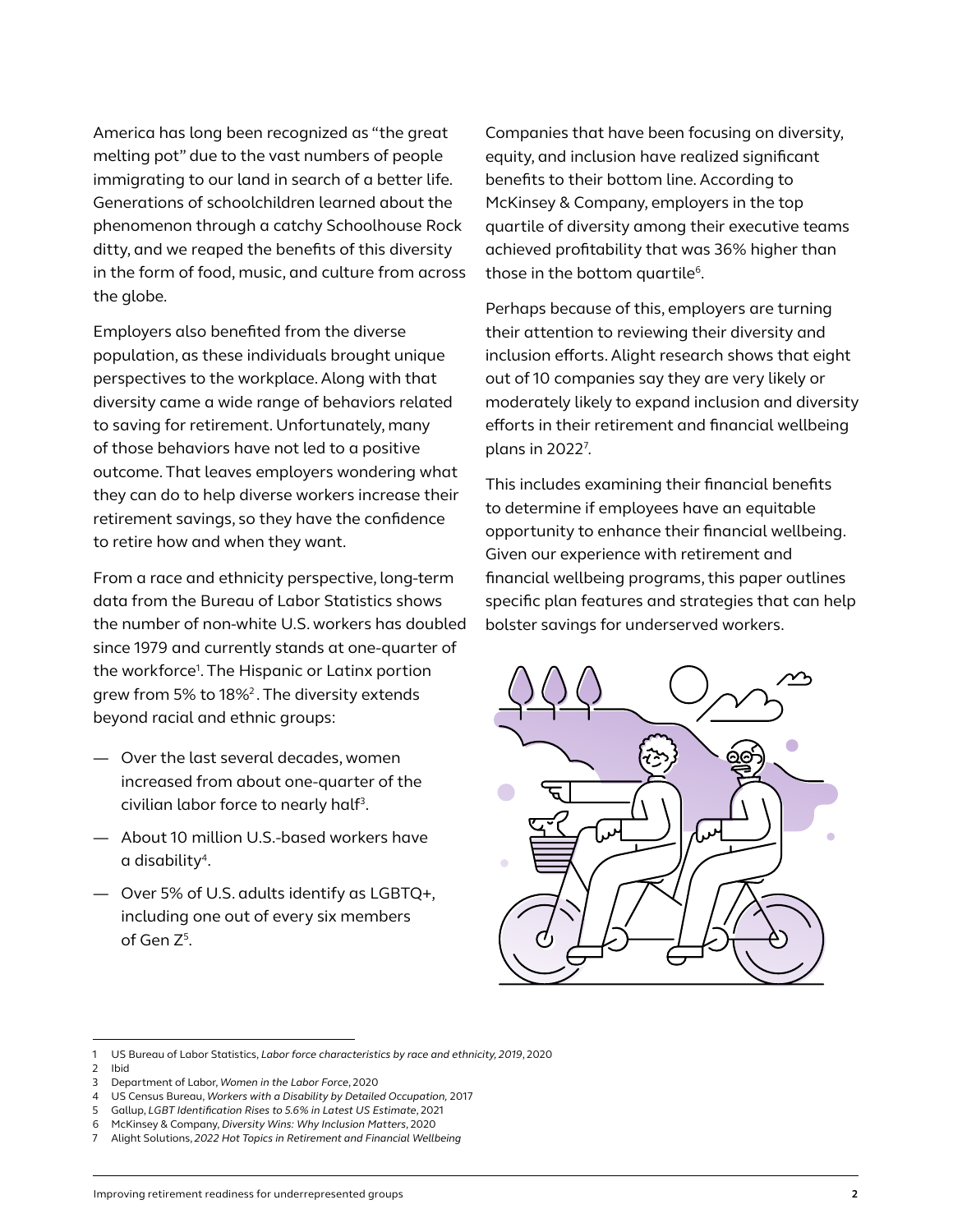America has long been recognized as "the great melting pot" due to the vast numbers of people immigrating to our land in search of a better life. Generations of schoolchildren learned about the phenomenon through a catchy Schoolhouse Rock ditty, and we reaped the benefits of this diversity in the form of food, music, and culture from across the globe.

Employers also benefited from the diverse population, as these individuals brought unique perspectives to the workplace. Along with that diversity came a wide range of behaviors related to saving for retirement. Unfortunately, many of those behaviors have not led to a positive outcome. That leaves employers wondering what they can do to help diverse workers increase their retirement savings, so they have the confidence to retire how and when they want.

From a race and ethnicity perspective, long-term data from the Bureau of Labor Statistics shows the number of non-white U.S. workers has doubled since 1979 and currently stands at one-quarter of the workforce[1]. The Hispanic or Latinx portion grew from 5% to 18%[2]. The diversity extends beyond racial and ethnic groups:

— Over the last several decades, women increased from about one-quarter of the civilian labor force to nearly half[3].

— About 10 million U.S.-based workers have a disability[4].

— Over 5% of U.S. adults identify as LGBTQ+, including one out of every six members of Gen Z[5].

Companies that have been focusing on diversity, equity, and inclusion have realized significant benefits to their bottom line. According to McKinsey & Company, employers in the top quartile of diversity among their executive teams achieved profitability that was 36% higher than those in the bottom quartile[6].

Perhaps because of this, employers are turning their attention to reviewing their diversity and inclusion efforts. Alight research shows that eight out of 10 companies say they are very likely or moderately likely to expand inclusion and diversity efforts in their retirement and financial wellbeing plans in 2022[7].

This includes examining their financial benefits to determine if employees have an equitable opportunity to enhance their financial wellbeing. Given our experience with retirement and financial wellbeing programs, this paper outlines specific plan features and strategies that can help bolster savings for underserved workers.

---

1 US Bureau of Labor Statistics, *Labor force characteristics by race and ethnicity, 2019*, 2020
2 Ibid
3 Department of Labor, *Women in the Labor Force*, 2020
4 US Census Bureau, *Workers with a Disability by Detailed Occupation*, 2017
5 Gallup, *LGBT Identification Rises to 5.6% in Latest US Estimate*, 2021
6 McKinsey & Company, *Diversity Wins: Why Inclusion Matters*, 2020
7 Alight Solutions, *2022 Hot Topics in Retirement and Financial Wellbeing*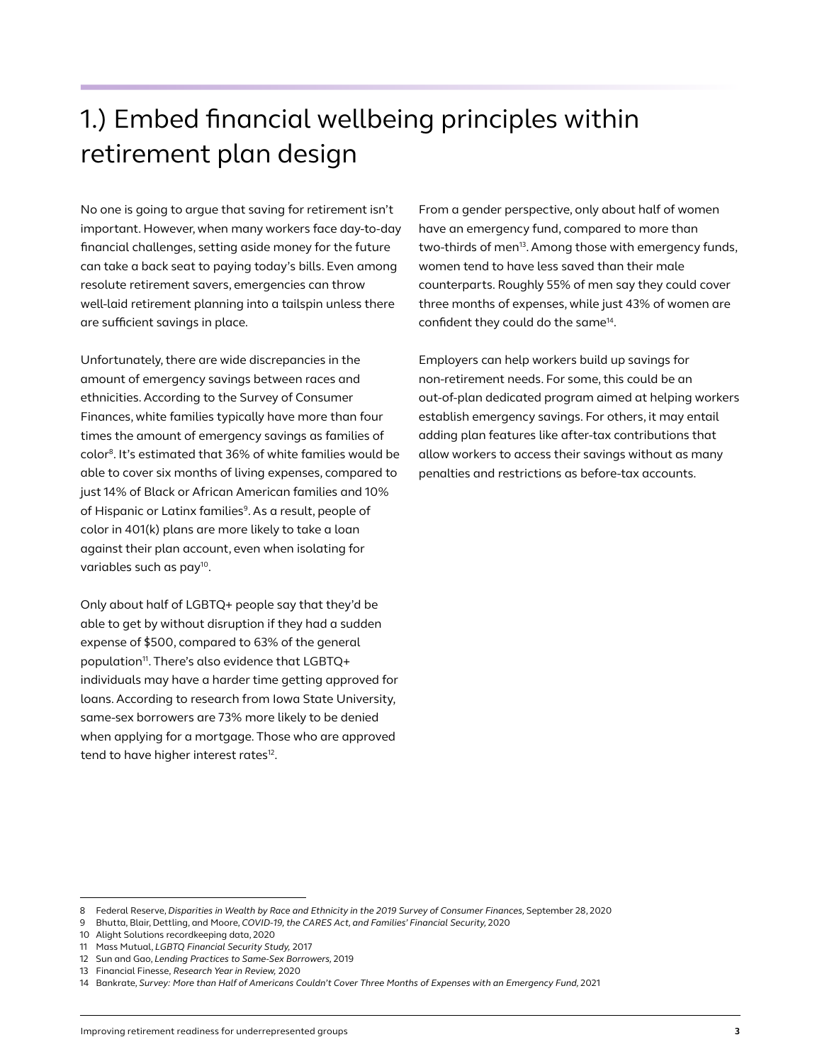# 1.) Embed financial wellbeing principles within retirement plan design

No one is going to argue that saving for retirement isn't important. However, when many workers face day-to-day financial challenges, setting aside money for the future can take a back seat to paying today's bills. Even among resolute retirement savers, emergencies can throw well-laid retirement planning into a tailspin unless there are sufficient savings in place.

Unfortunately, there are wide discrepancies in the amount of emergency savings between races and ethnicities. According to the Survey of Consumer Finances, white families typically have more than four times the amount of emergency savings as families of color[8]. It's estimated that 36% of white families would be able to cover six months of living expenses, compared to just 14% of Black or African American families and 10% of Hispanic or Latinx families[9]. As a result, people of color in 401(k) plans are more likely to take a loan against their plan account, even when isolating for variables such as pay[10].

Only about half of LGBTQ+ people say that they'd be able to get by without disruption if they had a sudden expense of $500, compared to 63% of the general population[11]. There's also evidence that LGBTQ+ individuals may have a harder time getting approved for loans. According to research from Iowa State University, same-sex borrowers are 73% more likely to be denied when applying for a mortgage. Those who are approved tend to have higher interest rates[12].

From a gender perspective, only about half of women have an emergency fund, compared to more than two-thirds of men[13]. Among those with emergency funds, women tend to have less saved than their male counterparts. Roughly 55% of men say they could cover three months of expenses, while just 43% of women are confident they could do the same[14].

Employers can help workers build up savings for non-retirement needs. For some, this could be an out-of-plan dedicated program aimed at helping workers establish emergency savings. For others, it may entail adding plan features like after-tax contributions that allow workers to access their savings without as many penalties and restrictions as before-tax accounts.

---

8 Federal Reserve, *Disparities in Wealth by Race and Ethnicity in the 2019 Survey of Consumer Finances*, September 28, 2020
9 Bhutta, Blair, Dettling, and Moore, *COVID-19, the CARES Act, and Families' Financial Security*, 2020
10 Alight Solutions recordkeeping data, 2020
11 Mass Mutual, *LGBTQ Financial Security Study*, 2017
12 Sun and Gao, *Lending Practices to Same-Sex Borrowers*, 2019
13 Financial Finesse, *Research Year in Review*, 2020
14 Bankrate, *Survey: More than Half of Americans Couldn't Cover Three Months of Expenses with an Emergency Fund*, 2021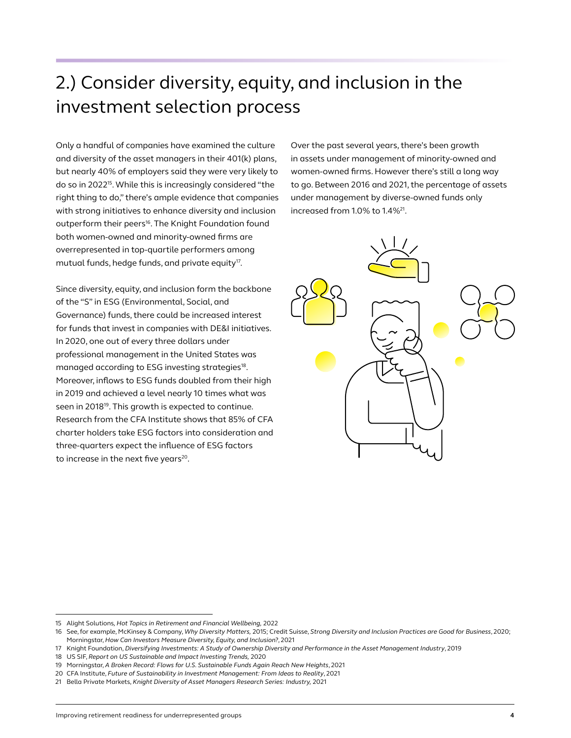## 2.) Consider diversity, equity, and inclusion in the investment selection process

Only a handful of companies have examined the culture and diversity of the asset managers in their 401(k) plans, but nearly 40% of employers said they were very likely to do so in 2022[15]. While this is increasingly considered "the right thing to do," there's ample evidence that companies with strong initiatives to enhance diversity and inclusion outperform their peers[16]. The Knight Foundation found both women-owned and minority-owned firms are overrepresented in top-quartile performers among mutual funds, hedge funds, and private equity[17].

Since diversity, equity, and inclusion form the backbone of the "S" in ESG (Environmental, Social, and Governance) funds, there could be increased interest for funds that invest in companies with DE&I initiatives. In 2020, one out of every three dollars under professional management in the United States was managed according to ESG investing strategies[18]. Moreover, inflows to ESG funds doubled from their high in 2019 and achieved a level nearly 10 times what was seen in 2018[19]. This growth is expected to continue. Research from the CFA Institute shows that 85% of CFA charter holders take ESG factors into consideration and three-quarters expect the influence of ESG factors to increase in the next five years[20].

Over the past several years, there's been growth in assets under management of minority-owned and women-owned firms. However there's still a long way to go. Between 2016 and 2021, the percentage of assets under management by diverse-owned funds only increased from 1.0% to 1.4%[21].

15 Alight Solutions, *Hot Topics in Retirement and Financial Wellbeing,* 2022

16 See, for example, McKinsey & Company, *Why Diversity Matters,* 2015; Credit Suisse, *Strong Diversity and Inclusion Practices are Good for Business*, 2020; Morningstar, *How Can Investors Measure Diversity, Equity, and Inclusion?*, 2021

17 Knight Foundation, *Diversifying Investments: A Study of Ownership Diversity and Performance in the Asset Management Industry*, 2019

18 US SIF, *Report on US Sustainable and Impact Investing Trends,* 2020

19 Morningstar, *A Broken Record: Flows for U.S. Sustainable Funds Again Reach New Heights*, 2021

20 CFA Institute, *Future of Sustainability in Investment Management: From Ideas to Reality*, 2021

21 Bella Private Markets, *Knight Diversity of Asset Managers Research Series: Industry,* 2021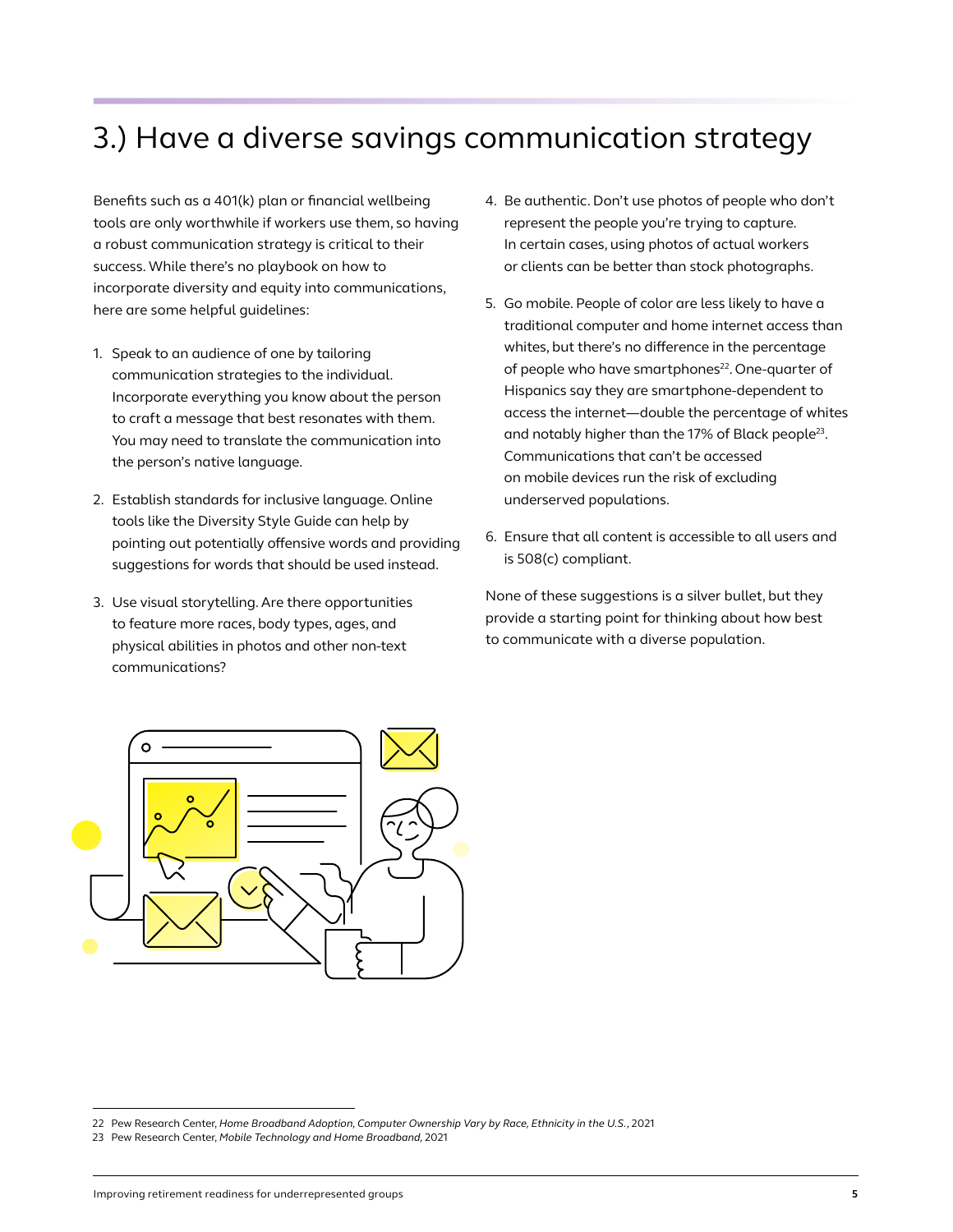# 3.) Have a diverse savings communication strategy

Benefits such as a 401(k) plan or financial wellbeing tools are only worthwhile if workers use them, so having a robust communication strategy is critical to their success. While there's no playbook on how to incorporate diversity and equity into communications, here are some helpful guidelines:

1. Speak to an audience of one by tailoring communication strategies to the individual. Incorporate everything you know about the person to craft a message that best resonates with them. You may need to translate the communication into the person's native language.
2. Establish standards for inclusive language. Online tools like the Diversity Style Guide can help by pointing out potentially offensive words and providing suggestions for words that should be used instead.
3. Use visual storytelling. Are there opportunities to feature more races, body types, ages, and physical abilities in photos and other non-text communications?
4. Be authentic. Don't use photos of people who don't represent the people you're trying to capture. In certain cases, using photos of actual workers or clients can be better than stock photographs.
5. Go mobile. People of color are less likely to have a traditional computer and home internet access than whites, but there's no difference in the percentage of people who have smartphones[22]. One-quarter of Hispanics say they are smartphone-dependent to access the internet—double the percentage of whites and notably higher than the 17% of Black people[23]. Communications that can't be accessed on mobile devices run the risk of excluding underserved populations.
6. Ensure that all content is accessible to all users and is 508(c) compliant.

None of these suggestions is a silver bullet, but they provide a starting point for thinking about how best to communicate with a diverse population.

---

22 Pew Research Center, *Home Broadband Adoption, Computer Ownership Vary by Race, Ethnicity in the U.S.*, 2021

23 Pew Research Center, *Mobile Technology and Home Broadband*, 2021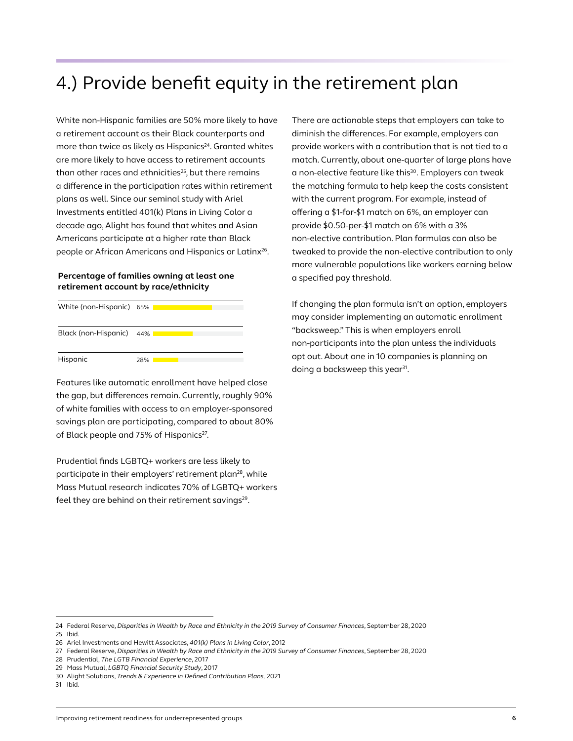# 4.) Provide benefit equity in the retirement plan

White non-Hispanic families are 50% more likely to have a retirement account as their Black counterparts and more than twice as likely as Hispanics[24]. Granted whites are more likely to have access to retirement accounts than other races and ethnicities[25], but there remains a difference in the participation rates within retirement plans as well. Since our seminal study with Ariel Investments entitled 401(k) Plans in Living Color a decade ago, Alight has found that whites and Asian Americans participate at a higher rate than Black people or African Americans and Hispanics or Latinx[26].

**Percentage of families owning at least one retirement account by race/ethnicity**

| Race/ethnicity | Percentage |
| --- | --- |
| White (non-Hispanic) | 65% |
| Black (non-Hispanic) | 44% |
| Hispanic | 28% |

Features like automatic enrollment have helped close the gap, but differences remain. Currently, roughly 90% of white families with access to an employer-sponsored savings plan are participating, compared to about 80% of Black people and 75% of Hispanics[27].

Prudential finds LGBTQ+ workers are less likely to participate in their employers' retirement plan[28], while Mass Mutual research indicates 70% of LGBTQ+ workers feel they are behind on their retirement savings[29].

There are actionable steps that employers can take to diminish the differences. For example, employers can provide workers with a contribution that is not tied to a match. Currently, about one-quarter of large plans have a non-elective feature like this[30]. Employers can tweak the matching formula to help keep the costs consistent with the current program. For example, instead of offering a $1-for-$1 match on 6%, an employer can provide $0.50-per-$1 match on 6% with a 3% non-elective contribution. Plan formulas can also be tweaked to provide the non-elective contribution to only more vulnerable populations like workers earning below a specified pay threshold.

If changing the plan formula isn't an option, employers may consider implementing an automatic enrollment "backsweep." This is when employers enroll non-participants into the plan unless the individuals opt out. About one in 10 companies is planning on doing a backsweep this year[31].

---

24 Federal Reserve, *Disparities in Wealth by Race and Ethnicity in the 2019 Survey of Consumer Finances*, September 28, 2020
25 Ibid.
26 Ariel Investments and Hewitt Associates, *401(k) Plans in Living Color*, 2012
27 Federal Reserve, *Disparities in Wealth by Race and Ethnicity in the 2019 Survey of Consumer Finances*, September 28, 2020
28 Prudential, *The LGTB Financial Experience*, 2017
29 Mass Mutual, *LGBTQ Financial Security Study*, 2017
30 Alight Solutions, *Trends & Experience in Defined Contribution Plans,* 2021
31 Ibid.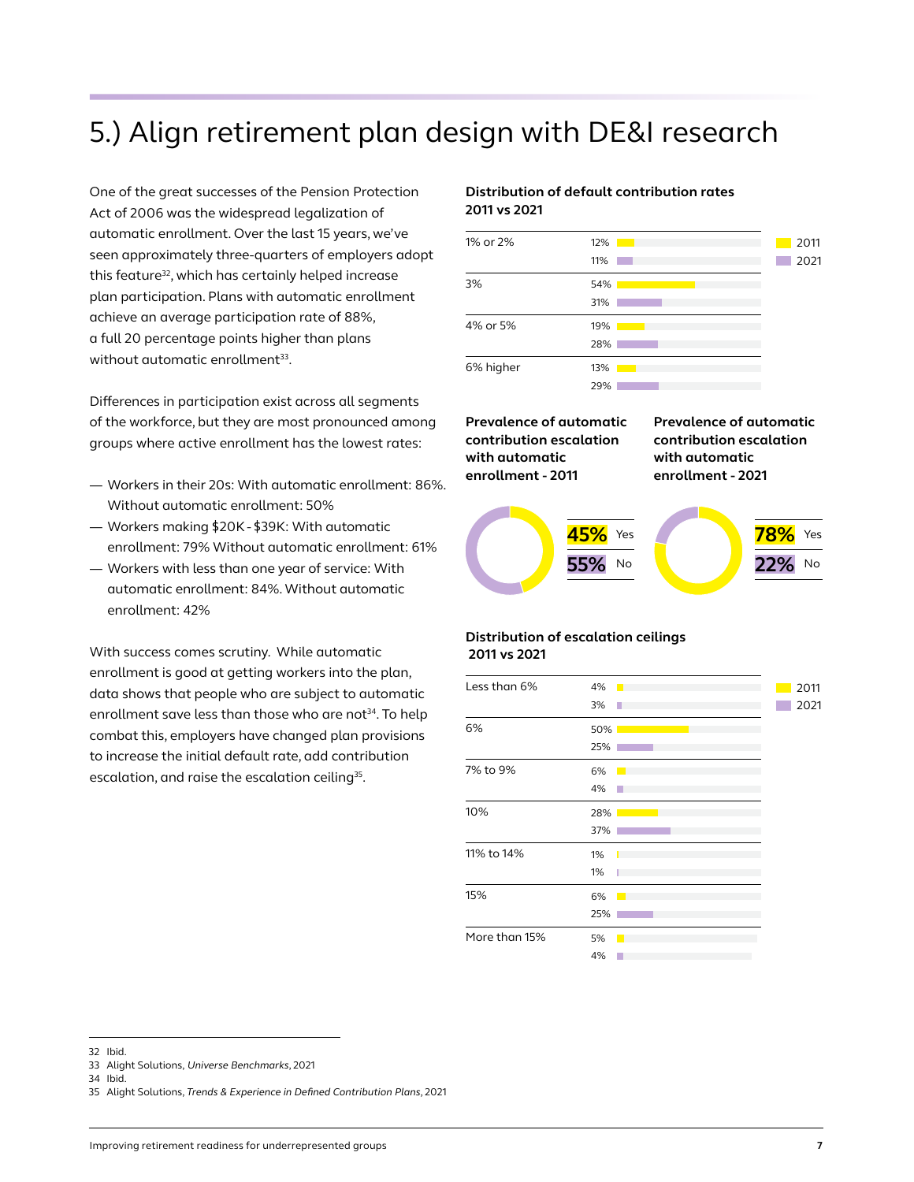# 5.) Align retirement plan design with DE&I research

One of the great successes of the Pension Protection Act of 2006 was the widespread legalization of automatic enrollment. Over the last 15 years, we've seen approximately three-quarters of employers adopt this feature[32], which has certainly helped increase plan participation. Plans with automatic enrollment achieve an average participation rate of 88%, a full 20 percentage points higher than plans without automatic enrollment[33].

Differences in participation exist across all segments of the workforce, but they are most pronounced among groups where active enrollment has the lowest rates:

- Workers in their 20s: With automatic enrollment: 86%. Without automatic enrollment: 50%
- Workers making $20K - $39K: With automatic enrollment: 79% Without automatic enrollment: 61%
- Workers with less than one year of service: With automatic enrollment: 84%. Without automatic enrollment: 42%

With success comes scrutiny. While automatic enrollment is good at getting workers into the plan, data shows that people who are subject to automatic enrollment save less than those who are not[34]. To help combat this, employers have changed plan provisions to increase the initial default rate, add contribution escalation, and raise the escalation ceiling[35].

**Distribution of default contribution rates 2011 vs 2021**

| | 2011 | 2021 |
|---|---|---|
| 1% or 2% | 12% | 11% |
| 3% | 54% | 31% |
| 4% or 5% | 19% | 28% |
| 6% higher | 13% | 29% |

**Prevalence of automatic contribution escalation with automatic enrollment - 2011**

| | |
|---|---|
| 45% | Yes |
| 55% | No |

**Prevalence of automatic contribution escalation with automatic enrollment - 2021**

| | |
|---|---|
| 78% | Yes |
| 22% | No |

**Distribution of escalation ceilings 2011 vs 2021**

| | 2011 | 2021 |
|---|---|---|
| Less than 6% | 4% | 3% |
| 6% | 50% | 25% |
| 7% to 9% | 6% | 4% |
| 10% | 28% | 37% |
| 11% to 14% | 1% | 1% |
| 15% | 6% | 25% |
| More than 15% | 5% | 4% |

32 Ibid.
33 Alight Solutions, *Universe Benchmarks*, 2021
34 Ibid.
35 Alight Solutions, *Trends & Experience in Defined Contribution Plans*, 2021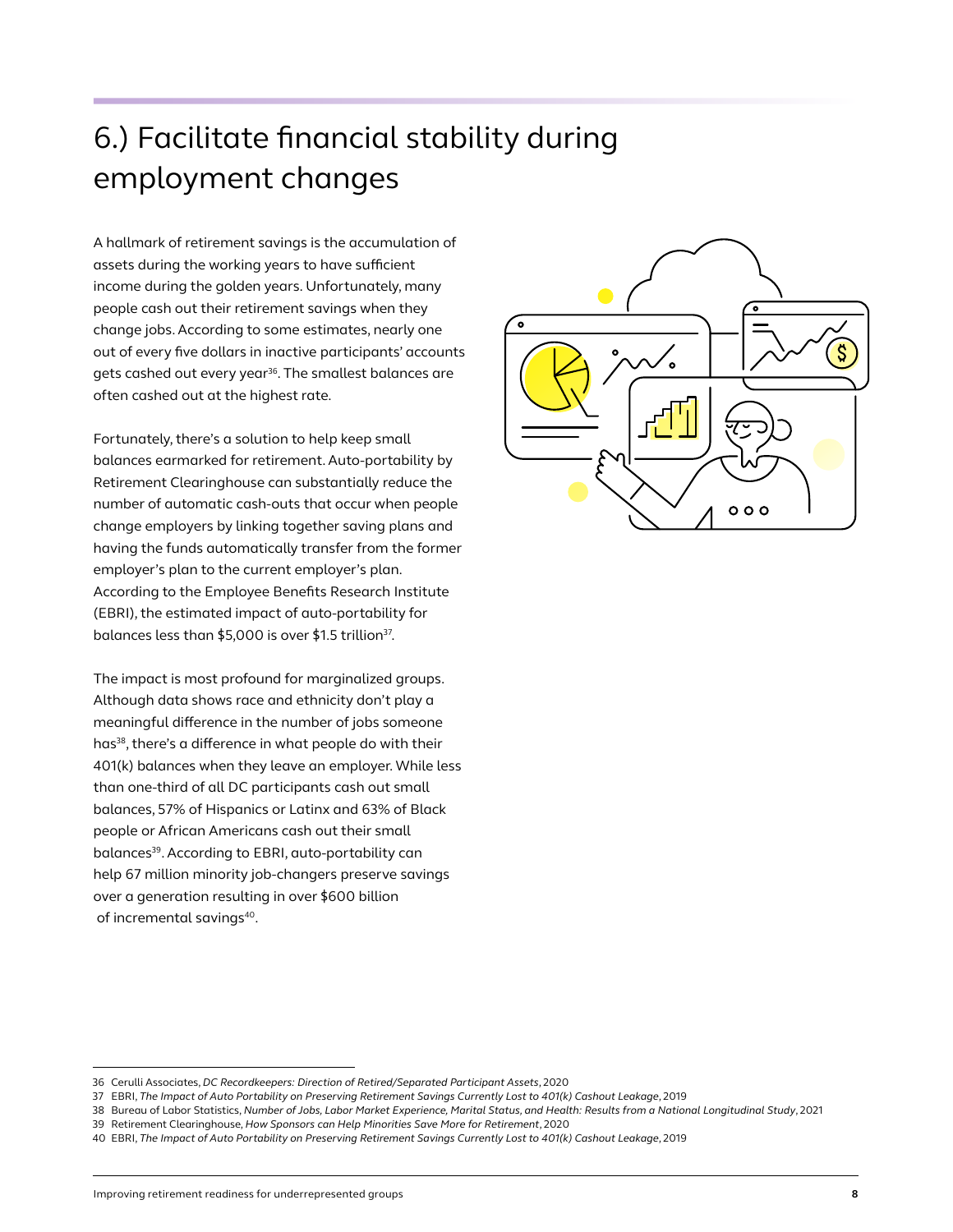# 6.) Facilitate financial stability during employment changes

A hallmark of retirement savings is the accumulation of assets during the working years to have sufficient income during the golden years. Unfortunately, many people cash out their retirement savings when they change jobs. According to some estimates, nearly one out of every five dollars in inactive participants' accounts gets cashed out every year[36]. The smallest balances are often cashed out at the highest rate.

Fortunately, there's a solution to help keep small balances earmarked for retirement. Auto-portability by Retirement Clearinghouse can substantially reduce the number of automatic cash-outs that occur when people change employers by linking together saving plans and having the funds automatically transfer from the former employer's plan to the current employer's plan. According to the Employee Benefits Research Institute (EBRI), the estimated impact of auto-portability for balances less than $5,000 is over $1.5 trillion[37].

The impact is most profound for marginalized groups. Although data shows race and ethnicity don't play a meaningful difference in the number of jobs someone has[38], there's a difference in what people do with their 401(k) balances when they leave an employer. While less than one-third of all DC participants cash out small balances, 57% of Hispanics or Latinx and 63% of Black people or African Americans cash out their small balances[39]. According to EBRI, auto-portability can help 67 million minority job-changers preserve savings over a generation resulting in over $600 billion of incremental savings[40].

---

36 Cerulli Associates, *DC Recordkeepers: Direction of Retired/Separated Participant Assets*, 2020

37 EBRI, *The Impact of Auto Portability on Preserving Retirement Savings Currently Lost to 401(k) Cashout Leakage*, 2019

38 Bureau of Labor Statistics, *Number of Jobs, Labor Market Experience, Marital Status, and Health: Results from a National Longitudinal Study*, 2021

39 Retirement Clearinghouse, *How Sponsors can Help Minorities Save More for Retirement*, 2020

40 EBRI, *The Impact of Auto Portability on Preserving Retirement Savings Currently Lost to 401(k) Cashout Leakage*, 2019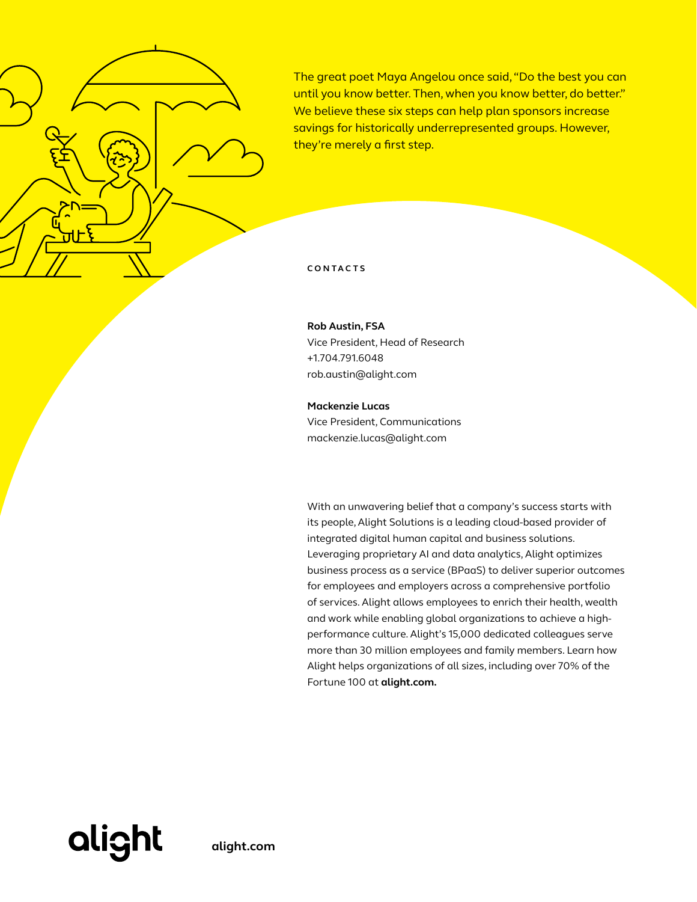The great poet Maya Angelou once said, "Do the best you can until you know better. Then, when you know better, do better." We believe these six steps can help plan sponsors increase savings for historically underrepresented groups. However, they're merely a first step.

## CONTACTS

**Rob Austin, FSA**
Vice President, Head of Research
+1.704.791.6048
rob.austin@alight.com

**Mackenzie Lucas**
Vice President, Communications
mackenzie.lucas@alight.com

With an unwavering belief that a company's success starts with its people, Alight Solutions is a leading cloud-based provider of integrated digital human capital and business solutions. Leveraging proprietary AI and data analytics, Alight optimizes business process as a service (BPaaS) to deliver superior outcomes for employees and employers across a comprehensive portfolio of services. Alight allows employees to enrich their health, wealth and work while enabling global organizations to achieve a high-performance culture. Alight's 15,000 dedicated colleagues serve more than 30 million employees and family members. Learn how Alight helps organizations of all sizes, including over 70% of the Fortune 100 at **alight.com.**

alight

**alight.com**